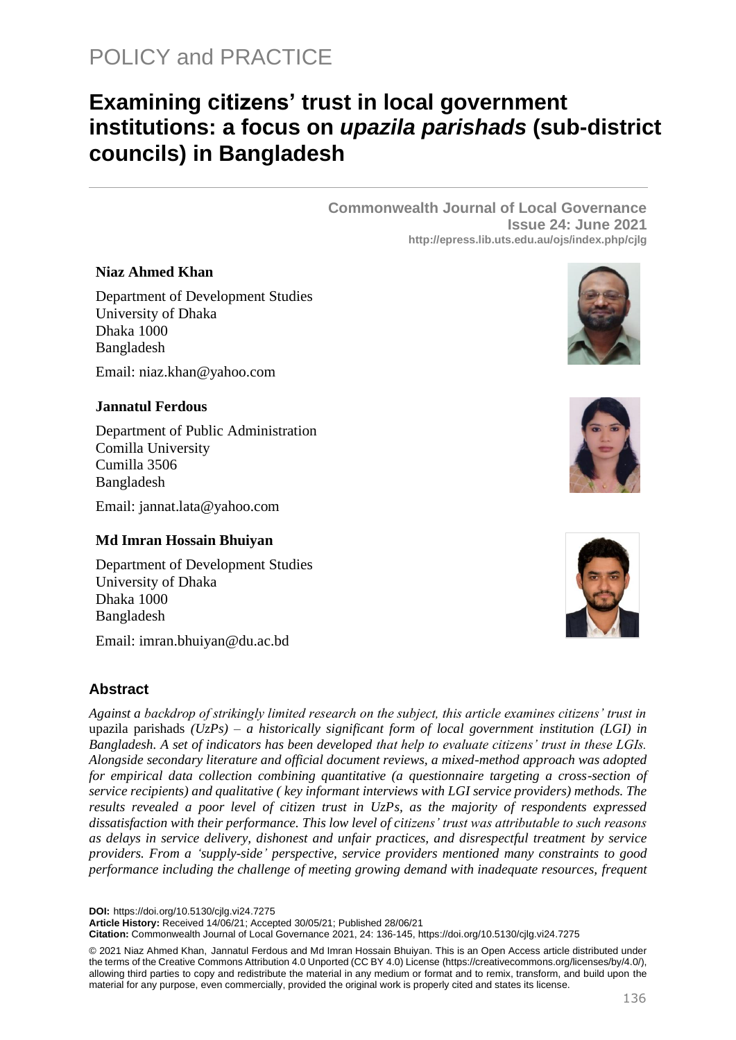POLICY and PRACTICE

# Examining citizens' trust in local government institutions: a focus on *upazila parishads* (sub-district councils) in Bangladesh

**Commonwealth Journal of Local Governance**
**Issue 24: June 2021**
**http://epress.lib.uts.edu.au/ojs/index.php/cjlg**

**Niaz Ahmed Khan**

Department of Development Studies
University of Dhaka
Dhaka 1000
Bangladesh

Email: niaz.khan@yahoo.com

**Jannatul Ferdous**

Department of Public Administration
Comilla University
Cumilla 3506
Bangladesh

Email: jannat.lata@yahoo.com

**Md Imran Hossain Bhuiyan**

Department of Development Studies
University of Dhaka
Dhaka 1000
Bangladesh

Email: imran.bhuiyan@du.ac.bd

## Abstract

*Against a backdrop of strikingly limited research on the subject, this article examines citizens' trust in* upazila parishads *(UzPs) – a historically significant form of local government institution (LGI) in Bangladesh. A set of indicators has been developed that help to evaluate citizens' trust in these LGIs. Alongside secondary literature and official document reviews, a mixed-method approach was adopted for empirical data collection combining quantitative (a questionnaire targeting a cross-section of service recipients) and qualitative ( key informant interviews with LGI service providers) methods. The results revealed a poor level of citizen trust in UzPs, as the majority of respondents expressed dissatisfaction with their performance. This low level of citizens' trust was attributable to such reasons as delays in service delivery, dishonest and unfair practices, and disrespectful treatment by service providers. From a 'supply-side' perspective, service providers mentioned many constraints to good performance including the challenge of meeting growing demand with inadequate resources, frequent*

**DOI:** https://doi.org/10.5130/cjlg.vi24.7275
**Article History:** Received 14/06/21; Accepted 30/05/21; Published 28/06/21
**Citation:** Commonwealth Journal of Local Governance 2021, 24: 136-145, https://doi.org/10.5130/cjlg.vi24.7275

© 2021 Niaz Ahmed Khan, Jannatul Ferdous and Md Imran Hossain Bhuiyan. This is an Open Access article distributed under the terms of the Creative Commons Attribution 4.0 Unported (CC BY 4.0) License (https://creativecommons.org/licenses/by/4.0/), allowing third parties to copy and redistribute the material in any medium or format and to remix, transform, and build upon the material for any purpose, even commercially, provided the original work is properly cited and states its license.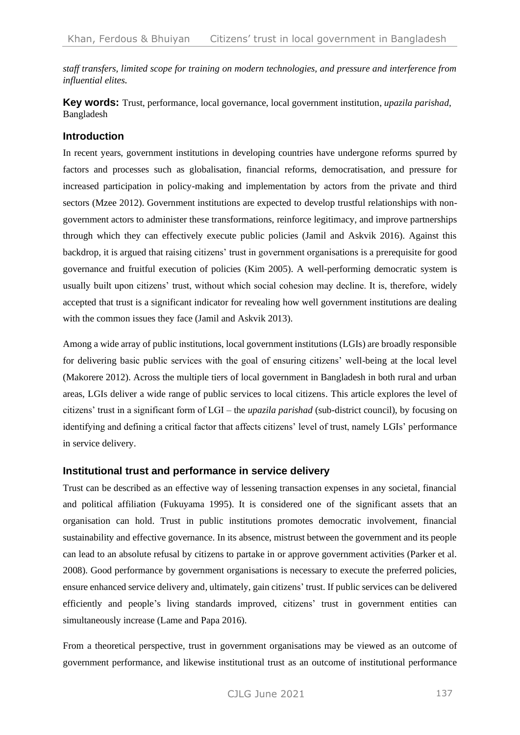*staff transfers, limited scope for training on modern technologies, and pressure and interference from influential elites.*

**Key words:** Trust, performance, local governance, local government institution, *upazila parishad*, Bangladesh

## Introduction

In recent years, government institutions in developing countries have undergone reforms spurred by factors and processes such as globalisation, financial reforms, democratisation, and pressure for increased participation in policy-making and implementation by actors from the private and third sectors (Mzee 2012). Government institutions are expected to develop trustful relationships with non-government actors to administer these transformations, reinforce legitimacy, and improve partnerships through which they can effectively execute public policies (Jamil and Askvik 2016). Against this backdrop, it is argued that raising citizens' trust in government organisations is a prerequisite for good governance and fruitful execution of policies (Kim 2005). A well-performing democratic system is usually built upon citizens' trust, without which social cohesion may decline. It is, therefore, widely accepted that trust is a significant indicator for revealing how well government institutions are dealing with the common issues they face (Jamil and Askvik 2013).

Among a wide array of public institutions, local government institutions (LGIs) are broadly responsible for delivering basic public services with the goal of ensuring citizens' well-being at the local level (Makorere 2012). Across the multiple tiers of local government in Bangladesh in both rural and urban areas, LGIs deliver a wide range of public services to local citizens. This article explores the level of citizens' trust in a significant form of LGI – the *upazila parishad* (sub-district council), by focusing on identifying and defining a critical factor that affects citizens' level of trust, namely LGIs' performance in service delivery.

## Institutional trust and performance in service delivery

Trust can be described as an effective way of lessening transaction expenses in any societal, financial and political affiliation (Fukuyama 1995). It is considered one of the significant assets that an organisation can hold. Trust in public institutions promotes democratic involvement, financial sustainability and effective governance. In its absence, mistrust between the government and its people can lead to an absolute refusal by citizens to partake in or approve government activities (Parker et al. 2008). Good performance by government organisations is necessary to execute the preferred policies, ensure enhanced service delivery and, ultimately, gain citizens' trust. If public services can be delivered efficiently and people's living standards improved, citizens' trust in government entities can simultaneously increase (Lame and Papa 2016).

From a theoretical perspective, trust in government organisations may be viewed as an outcome of government performance, and likewise institutional trust as an outcome of institutional performance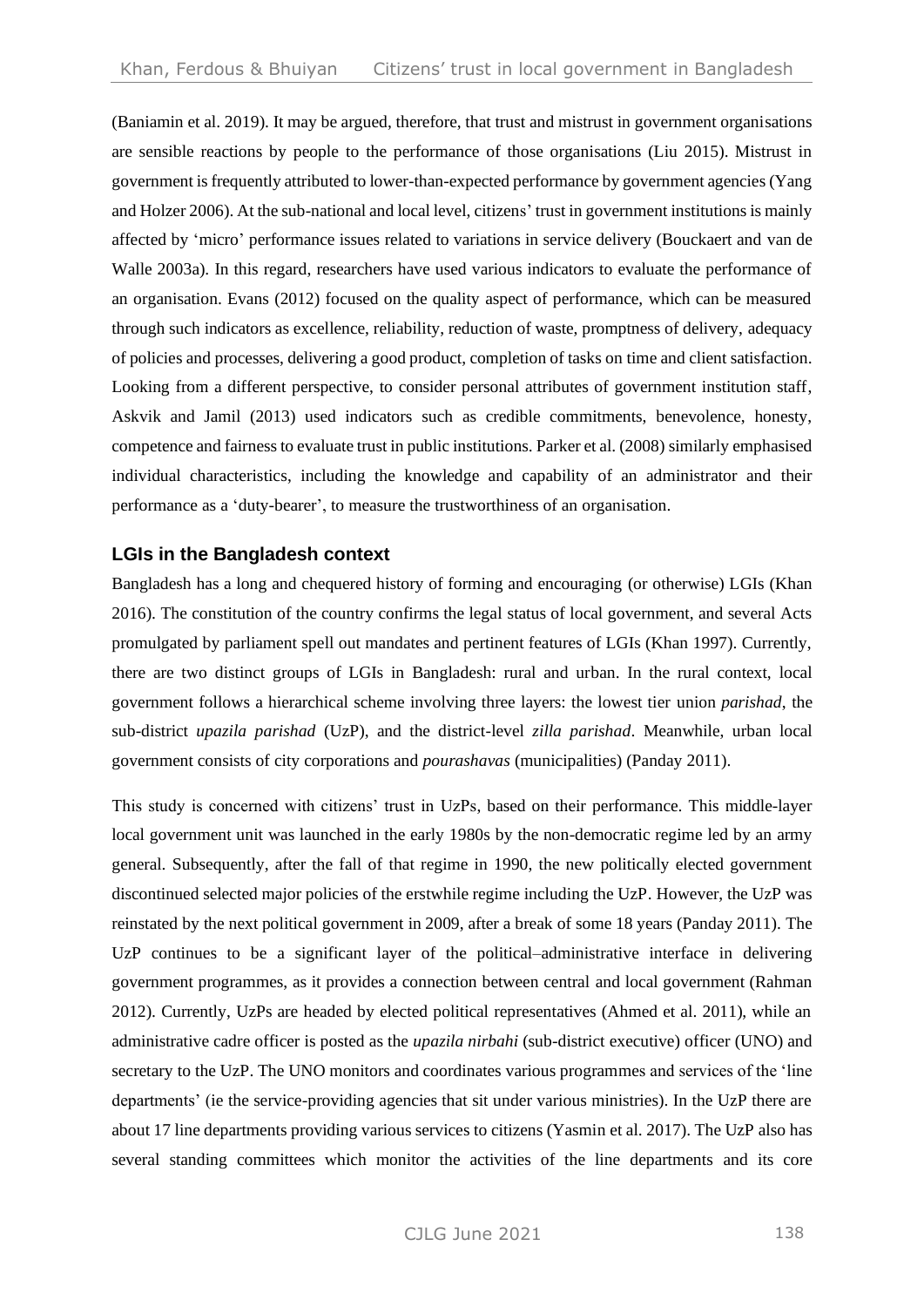(Baniamin et al. 2019). It may be argued, therefore, that trust and mistrust in government organisations are sensible reactions by people to the performance of those organisations (Liu 2015). Mistrust in government is frequently attributed to lower-than-expected performance by government agencies (Yang and Holzer 2006). At the sub-national and local level, citizens' trust in government institutions is mainly affected by 'micro' performance issues related to variations in service delivery (Bouckaert and van de Walle 2003a). In this regard, researchers have used various indicators to evaluate the performance of an organisation. Evans (2012) focused on the quality aspect of performance, which can be measured through such indicators as excellence, reliability, reduction of waste, promptness of delivery, adequacy of policies and processes, delivering a good product, completion of tasks on time and client satisfaction. Looking from a different perspective, to consider personal attributes of government institution staff, Askvik and Jamil (2013) used indicators such as credible commitments, benevolence, honesty, competence and fairness to evaluate trust in public institutions. Parker et al. (2008) similarly emphasised individual characteristics, including the knowledge and capability of an administrator and their performance as a 'duty-bearer', to measure the trustworthiness of an organisation.

## LGIs in the Bangladesh context

Bangladesh has a long and chequered history of forming and encouraging (or otherwise) LGIs (Khan 2016). The constitution of the country confirms the legal status of local government, and several Acts promulgated by parliament spell out mandates and pertinent features of LGIs (Khan 1997). Currently, there are two distinct groups of LGIs in Bangladesh: rural and urban. In the rural context, local government follows a hierarchical scheme involving three layers: the lowest tier union *parishad*, the sub-district *upazila parishad* (UzP), and the district-level *zilla parishad*. Meanwhile, urban local government consists of city corporations and *pourashavas* (municipalities) (Panday 2011).

This study is concerned with citizens' trust in UzPs, based on their performance. This middle-layer local government unit was launched in the early 1980s by the non-democratic regime led by an army general. Subsequently, after the fall of that regime in 1990, the new politically elected government discontinued selected major policies of the erstwhile regime including the UzP. However, the UzP was reinstated by the next political government in 2009, after a break of some 18 years (Panday 2011). The UzP continues to be a significant layer of the political–administrative interface in delivering government programmes, as it provides a connection between central and local government (Rahman 2012). Currently, UzPs are headed by elected political representatives (Ahmed et al. 2011), while an administrative cadre officer is posted as the *upazila nirbahi* (sub-district executive) officer (UNO) and secretary to the UzP. The UNO monitors and coordinates various programmes and services of the 'line departments' (ie the service-providing agencies that sit under various ministries). In the UzP there are about 17 line departments providing various services to citizens (Yasmin et al. 2017). The UzP also has several standing committees which monitor the activities of the line departments and its core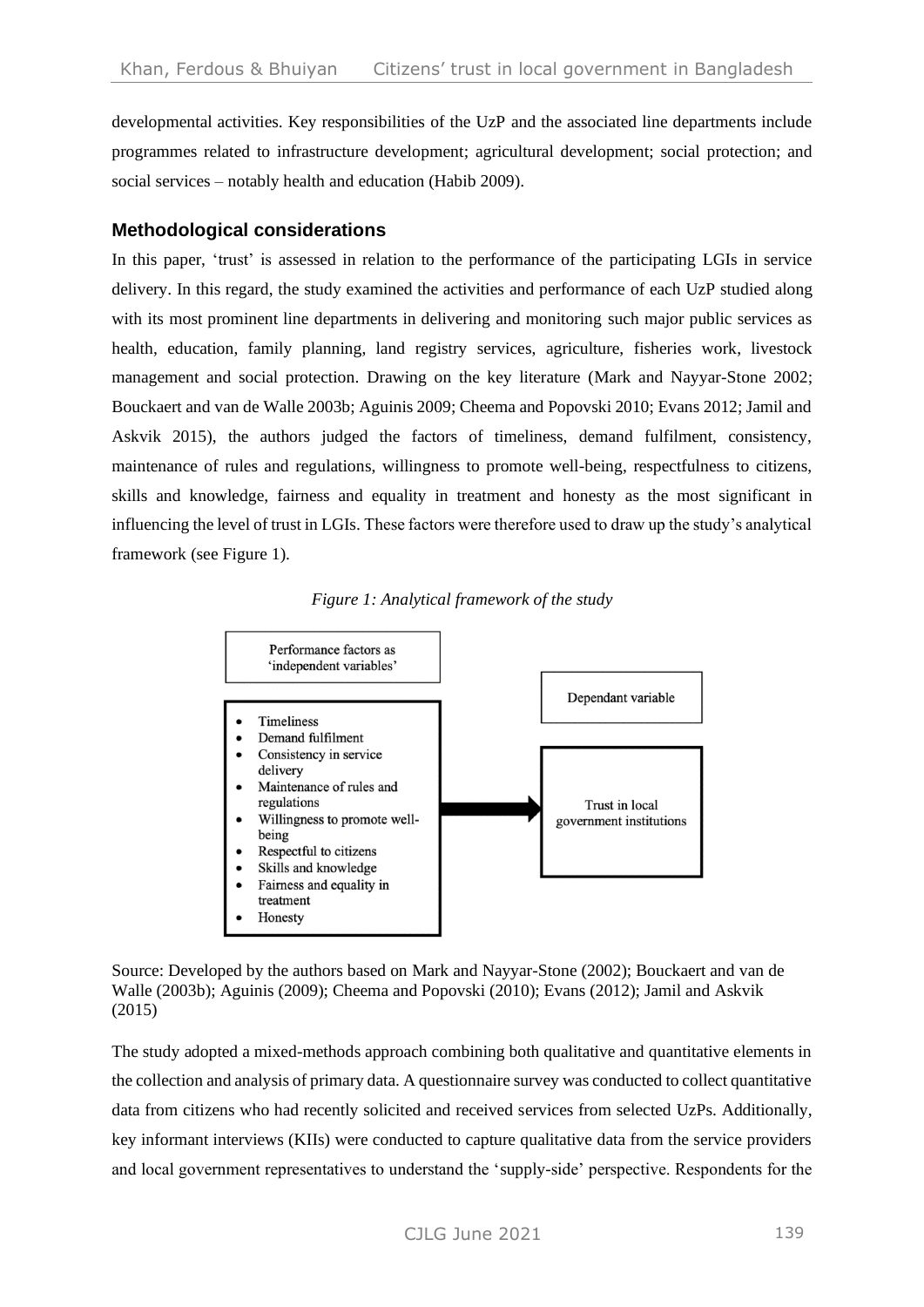developmental activities. Key responsibilities of the UzP and the associated line departments include programmes related to infrastructure development; agricultural development; social protection; and social services – notably health and education (Habib 2009).

## Methodological considerations

In this paper, 'trust' is assessed in relation to the performance of the participating LGIs in service delivery. In this regard, the study examined the activities and performance of each UzP studied along with its most prominent line departments in delivering and monitoring such major public services as health, education, family planning, land registry services, agriculture, fisheries work, livestock management and social protection. Drawing on the key literature (Mark and Nayyar-Stone 2002; Bouckaert and van de Walle 2003b; Aguinis 2009; Cheema and Popovski 2010; Evans 2012; Jamil and Askvik 2015), the authors judged the factors of timeliness, demand fulfilment, consistency, maintenance of rules and regulations, willingness to promote well-being, respectfulness to citizens, skills and knowledge, fairness and equality in treatment and honesty as the most significant in influencing the level of trust in LGIs. These factors were therefore used to draw up the study's analytical framework (see Figure 1).

*Figure 1: Analytical framework of the study*

Performance factors as 'independent variables'

- Timeliness
- Demand fulfilment
- Consistency in service delivery
- Maintenance of rules and regulations
- Willingness to promote well-being
- Respectful to citizens
- Skills and knowledge
- Fairness and equality in treatment
- Honesty

→

Dependant variable

Trust in local government institutions

Source: Developed by the authors based on Mark and Nayyar-Stone (2002); Bouckaert and van de Walle (2003b); Aguinis (2009); Cheema and Popovski (2010); Evans (2012); Jamil and Askvik (2015)

The study adopted a mixed-methods approach combining both qualitative and quantitative elements in the collection and analysis of primary data. A questionnaire survey was conducted to collect quantitative data from citizens who had recently solicited and received services from selected UzPs. Additionally, key informant interviews (KIIs) were conducted to capture qualitative data from the service providers and local government representatives to understand the 'supply-side' perspective. Respondents for the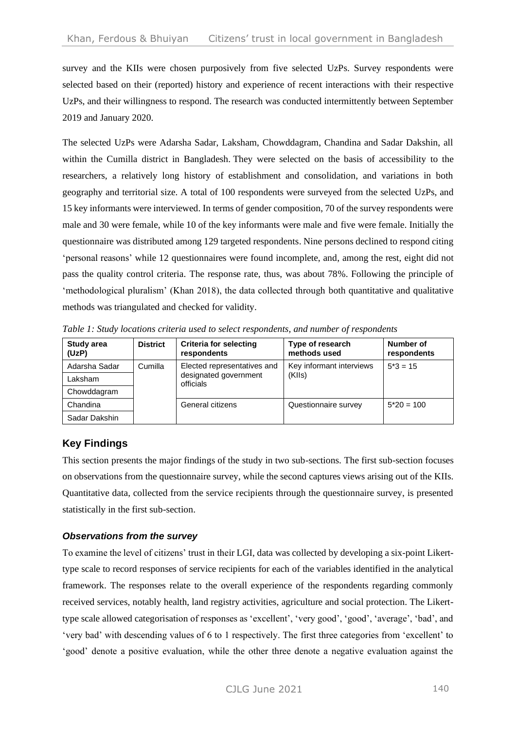survey and the KIIs were chosen purposively from five selected UzPs. Survey respondents were selected based on their (reported) history and experience of recent interactions with their respective UzPs, and their willingness to respond. The research was conducted intermittently between September 2019 and January 2020.

The selected UzPs were Adarsha Sadar, Laksham, Chowddagram, Chandina and Sadar Dakshin, all within the Cumilla district in Bangladesh. They were selected on the basis of accessibility to the researchers, a relatively long history of establishment and consolidation, and variations in both geography and territorial size. A total of 100 respondents were surveyed from the selected UzPs, and 15 key informants were interviewed. In terms of gender composition, 70 of the survey respondents were male and 30 were female, while 10 of the key informants were male and five were female. Initially the questionnaire was distributed among 129 targeted respondents. Nine persons declined to respond citing 'personal reasons' while 12 questionnaires were found incomplete, and, among the rest, eight did not pass the quality control criteria. The response rate, thus, was about 78%. Following the principle of 'methodological pluralism' (Khan 2018), the data collected through both quantitative and qualitative methods was triangulated and checked for validity.

*Table 1: Study locations criteria used to select respondents, and number of respondents*

| Study area (UzP) | District | Criteria for selecting respondents | Type of research methods used | Number of respondents |
|---|---|---|---|---|
| Adarsha Sadar | Cumilla | Elected representatives and designated government officials | Key informant interviews (KIIs) | 5*3 = 15 |
| Laksham | | | | |
| Chowddagram | | | | |
| Chandina | | General citizens | Questionnaire survey | 5*20 = 100 |
| Sadar Dakshin | | | | |

## Key Findings

This section presents the major findings of the study in two sub-sections. The first sub-section focuses on observations from the questionnaire survey, while the second captures views arising out of the KIIs. Quantitative data, collected from the service recipients through the questionnaire survey, is presented statistically in the first sub-section.

### *Observations from the survey*

To examine the level of citizens' trust in their LGI, data was collected by developing a six-point Likert-type scale to record responses of service recipients for each of the variables identified in the analytical framework. The responses relate to the overall experience of the respondents regarding commonly received services, notably health, land registry activities, agriculture and social protection. The Likert-type scale allowed categorisation of responses as 'excellent', 'very good', 'good', 'average', 'bad', and 'very bad' with descending values of 6 to 1 respectively. The first three categories from 'excellent' to 'good' denote a positive evaluation, while the other three denote a negative evaluation against the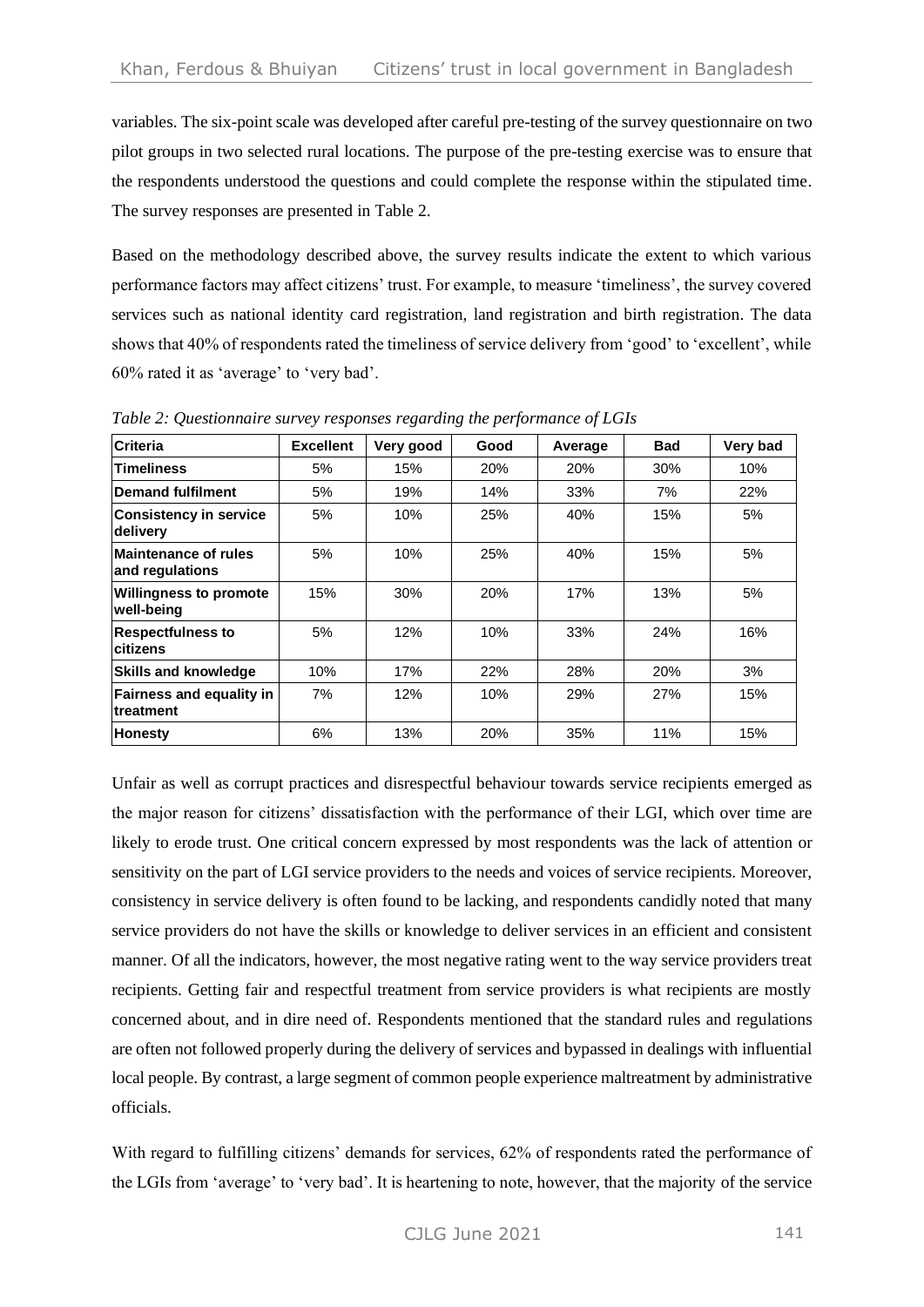variables. The six-point scale was developed after careful pre-testing of the survey questionnaire on two pilot groups in two selected rural locations. The purpose of the pre-testing exercise was to ensure that the respondents understood the questions and could complete the response within the stipulated time. The survey responses are presented in Table 2.

Based on the methodology described above, the survey results indicate the extent to which various performance factors may affect citizens' trust. For example, to measure 'timeliness', the survey covered services such as national identity card registration, land registration and birth registration. The data shows that 40% of respondents rated the timeliness of service delivery from 'good' to 'excellent', while 60% rated it as 'average' to 'very bad'.

*Table 2: Questionnaire survey responses regarding the performance of LGIs*

| Criteria | Excellent | Very good | Good | Average | Bad | Very bad |
|---|---|---|---|---|---|---|
| **Timeliness** | 5% | 15% | 20% | 20% | 30% | 10% |
| **Demand fulfilment** | 5% | 19% | 14% | 33% | 7% | 22% |
| **Consistency in service delivery** | 5% | 10% | 25% | 40% | 15% | 5% |
| **Maintenance of rules and regulations** | 5% | 10% | 25% | 40% | 15% | 5% |
| **Willingness to promote well-being** | 15% | 30% | 20% | 17% | 13% | 5% |
| **Respectfulness to citizens** | 5% | 12% | 10% | 33% | 24% | 16% |
| **Skills and knowledge** | 10% | 17% | 22% | 28% | 20% | 3% |
| **Fairness and equality in treatment** | 7% | 12% | 10% | 29% | 27% | 15% |
| **Honesty** | 6% | 13% | 20% | 35% | 11% | 15% |

Unfair as well as corrupt practices and disrespectful behaviour towards service recipients emerged as the major reason for citizens' dissatisfaction with the performance of their LGI, which over time are likely to erode trust. One critical concern expressed by most respondents was the lack of attention or sensitivity on the part of LGI service providers to the needs and voices of service recipients. Moreover, consistency in service delivery is often found to be lacking, and respondents candidly noted that many service providers do not have the skills or knowledge to deliver services in an efficient and consistent manner. Of all the indicators, however, the most negative rating went to the way service providers treat recipients. Getting fair and respectful treatment from service providers is what recipients are mostly concerned about, and in dire need of. Respondents mentioned that the standard rules and regulations are often not followed properly during the delivery of services and bypassed in dealings with influential local people. By contrast, a large segment of common people experience maltreatment by administrative officials.

With regard to fulfilling citizens' demands for services, 62% of respondents rated the performance of the LGIs from 'average' to 'very bad'. It is heartening to note, however, that the majority of the service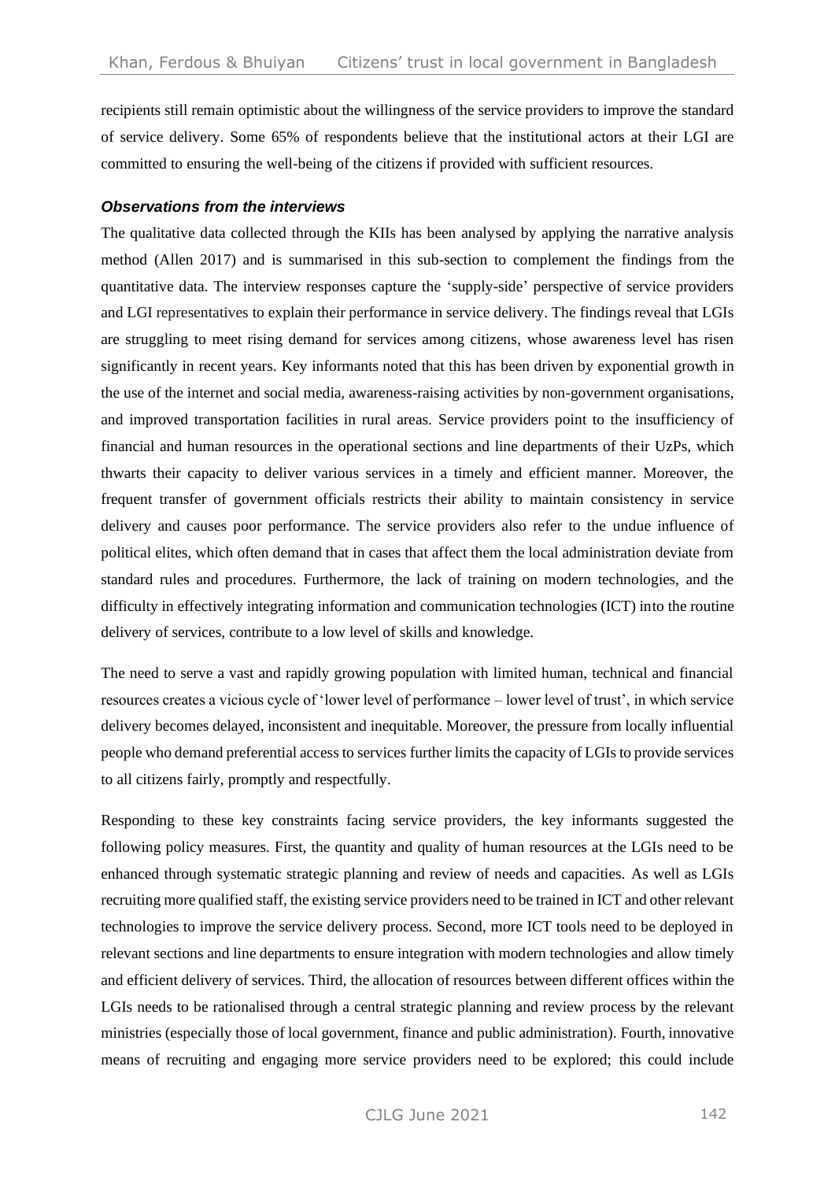recipients still remain optimistic about the willingness of the service providers to improve the standard of service delivery. Some 65% of respondents believe that the institutional actors at their LGI are committed to ensuring the well-being of the citizens if provided with sufficient resources.

### *Observations from the interviews*

The qualitative data collected through the KIIs has been analysed by applying the narrative analysis method (Allen 2017) and is summarised in this sub-section to complement the findings from the quantitative data. The interview responses capture the 'supply-side' perspective of service providers and LGI representatives to explain their performance in service delivery. The findings reveal that LGIs are struggling to meet rising demand for services among citizens, whose awareness level has risen significantly in recent years. Key informants noted that this has been driven by exponential growth in the use of the internet and social media, awareness-raising activities by non-government organisations, and improved transportation facilities in rural areas. Service providers point to the insufficiency of financial and human resources in the operational sections and line departments of their UzPs, which thwarts their capacity to deliver various services in a timely and efficient manner. Moreover, the frequent transfer of government officials restricts their ability to maintain consistency in service delivery and causes poor performance. The service providers also refer to the undue influence of political elites, which often demand that in cases that affect them the local administration deviate from standard rules and procedures. Furthermore, the lack of training on modern technologies, and the difficulty in effectively integrating information and communication technologies (ICT) into the routine delivery of services, contribute to a low level of skills and knowledge.

The need to serve a vast and rapidly growing population with limited human, technical and financial resources creates a vicious cycle of 'lower level of performance – lower level of trust', in which service delivery becomes delayed, inconsistent and inequitable. Moreover, the pressure from locally influential people who demand preferential access to services further limits the capacity of LGIs to provide services to all citizens fairly, promptly and respectfully.

Responding to these key constraints facing service providers, the key informants suggested the following policy measures. First, the quantity and quality of human resources at the LGIs need to be enhanced through systematic strategic planning and review of needs and capacities. As well as LGIs recruiting more qualified staff, the existing service providers need to be trained in ICT and other relevant technologies to improve the service delivery process. Second, more ICT tools need to be deployed in relevant sections and line departments to ensure integration with modern technologies and allow timely and efficient delivery of services. Third, the allocation of resources between different offices within the LGIs needs to be rationalised through a central strategic planning and review process by the relevant ministries (especially those of local government, finance and public administration). Fourth, innovative means of recruiting and engaging more service providers need to be explored; this could include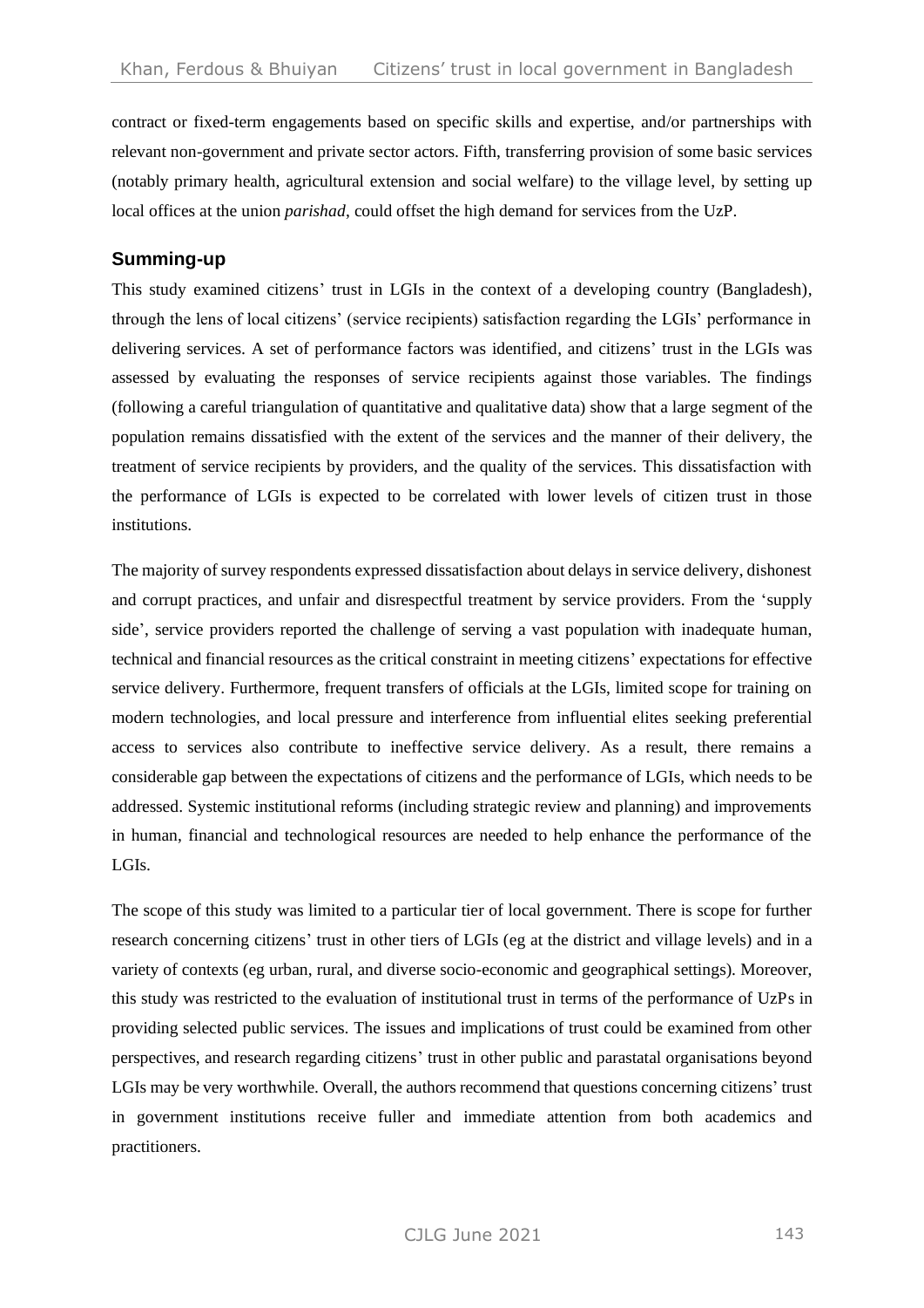contract or fixed-term engagements based on specific skills and expertise, and/or partnerships with relevant non-government and private sector actors. Fifth, transferring provision of some basic services (notably primary health, agricultural extension and social welfare) to the village level, by setting up local offices at the union *parishad*, could offset the high demand for services from the UzP.

## Summing-up

This study examined citizens' trust in LGIs in the context of a developing country (Bangladesh), through the lens of local citizens' (service recipients) satisfaction regarding the LGIs' performance in delivering services. A set of performance factors was identified, and citizens' trust in the LGIs was assessed by evaluating the responses of service recipients against those variables. The findings (following a careful triangulation of quantitative and qualitative data) show that a large segment of the population remains dissatisfied with the extent of the services and the manner of their delivery, the treatment of service recipients by providers, and the quality of the services. This dissatisfaction with the performance of LGIs is expected to be correlated with lower levels of citizen trust in those institutions.

The majority of survey respondents expressed dissatisfaction about delays in service delivery, dishonest and corrupt practices, and unfair and disrespectful treatment by service providers. From the 'supply side', service providers reported the challenge of serving a vast population with inadequate human, technical and financial resources as the critical constraint in meeting citizens' expectations for effective service delivery. Furthermore, frequent transfers of officials at the LGIs, limited scope for training on modern technologies, and local pressure and interference from influential elites seeking preferential access to services also contribute to ineffective service delivery. As a result, there remains a considerable gap between the expectations of citizens and the performance of LGIs, which needs to be addressed. Systemic institutional reforms (including strategic review and planning) and improvements in human, financial and technological resources are needed to help enhance the performance of the LGIs.

The scope of this study was limited to a particular tier of local government. There is scope for further research concerning citizens' trust in other tiers of LGIs (eg at the district and village levels) and in a variety of contexts (eg urban, rural, and diverse socio-economic and geographical settings). Moreover, this study was restricted to the evaluation of institutional trust in terms of the performance of UzPs in providing selected public services. The issues and implications of trust could be examined from other perspectives, and research regarding citizens' trust in other public and parastatal organisations beyond LGIs may be very worthwhile. Overall, the authors recommend that questions concerning citizens' trust in government institutions receive fuller and immediate attention from both academics and practitioners.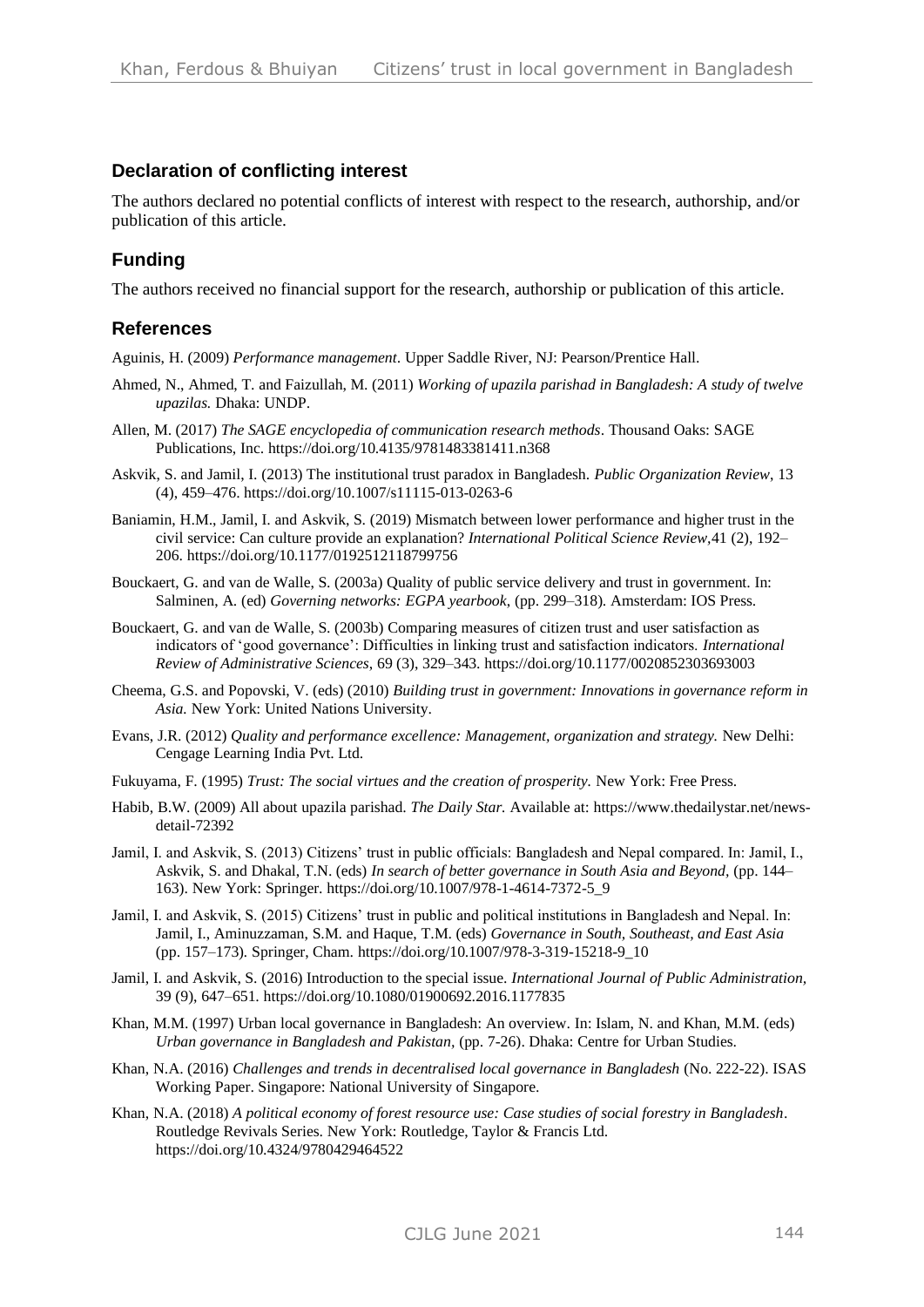## Declaration of conflicting interest

The authors declared no potential conflicts of interest with respect to the research, authorship, and/or publication of this article.

## Funding

The authors received no financial support for the research, authorship or publication of this article.

## References

Aguinis, H. (2009) *Performance management*. Upper Saddle River, NJ: Pearson/Prentice Hall.

Ahmed, N., Ahmed, T. and Faizullah, M. (2011) *Working of upazila parishad in Bangladesh: A study of twelve upazilas.* Dhaka: UNDP.

Allen, M. (2017) *The SAGE encyclopedia of communication research methods*. Thousand Oaks: SAGE Publications, Inc. https://doi.org/10.4135/9781483381411.n368

Askvik, S. and Jamil, I. (2013) The institutional trust paradox in Bangladesh. *Public Organization Review*, 13 (4), 459–476. https://doi.org/10.1007/s11115-013-0263-6

Baniamin, H.M., Jamil, I. and Askvik, S. (2019) Mismatch between lower performance and higher trust in the civil service: Can culture provide an explanation? *International Political Science Review*,41 (2), 192–206. https://doi.org/10.1177/0192512118799756

Bouckaert, G. and van de Walle, S. (2003a) Quality of public service delivery and trust in government. In: Salminen, A. (ed) *Governing networks: EGPA yearbook*, (pp. 299–318). Amsterdam: IOS Press.

Bouckaert, G. and van de Walle, S. (2003b) Comparing measures of citizen trust and user satisfaction as indicators of 'good governance': Difficulties in linking trust and satisfaction indicators. *International Review of Administrative Sciences*, 69 (3), 329–343. https://doi.org/10.1177/0020852303693003

Cheema, G.S. and Popovski, V. (eds) (2010) *Building trust in government: Innovations in governance reform in Asia.* New York: United Nations University.

Evans, J.R. (2012) *Quality and performance excellence: Management, organization and strategy.* New Delhi: Cengage Learning India Pvt. Ltd.

Fukuyama, F. (1995) *Trust: The social virtues and the creation of prosperity.* New York: Free Press.

Habib, B.W. (2009) All about upazila parishad. *The Daily Star.* Available at: https://www.thedailystar.net/news-detail-72392

Jamil, I. and Askvik, S. (2013) Citizens' trust in public officials: Bangladesh and Nepal compared. In: Jamil, I., Askvik, S. and Dhakal, T.N. (eds) *In search of better governance in South Asia and Beyond,* (pp. 144–163). New York: Springer. https://doi.org/10.1007/978-1-4614-7372-5_9

Jamil, I. and Askvik, S. (2015) Citizens' trust in public and political institutions in Bangladesh and Nepal. In: Jamil, I., Aminuzzaman, S.M. and Haque, T.M. (eds) *Governance in South, Southeast, and East Asia* (pp. 157–173). Springer, Cham. https://doi.org/10.1007/978-3-319-15218-9_10

Jamil, I. and Askvik, S. (2016) Introduction to the special issue. *International Journal of Public Administration,* 39 (9), 647–651. https://doi.org/10.1080/01900692.2016.1177835

Khan, M.M. (1997) Urban local governance in Bangladesh: An overview. In: Islam, N. and Khan, M.M. (eds) *Urban governance in Bangladesh and Pakistan,* (pp. 7-26). Dhaka: Centre for Urban Studies.

Khan, N.A. (2016) *Challenges and trends in decentralised local governance in Bangladesh* (No. 222-22). ISAS Working Paper. Singapore: National University of Singapore.

Khan, N.A. (2018) *A political economy of forest resource use: Case studies of social forestry in Bangladesh*. Routledge Revivals Series. New York: Routledge, Taylor & Francis Ltd. https://doi.org/10.4324/9780429464522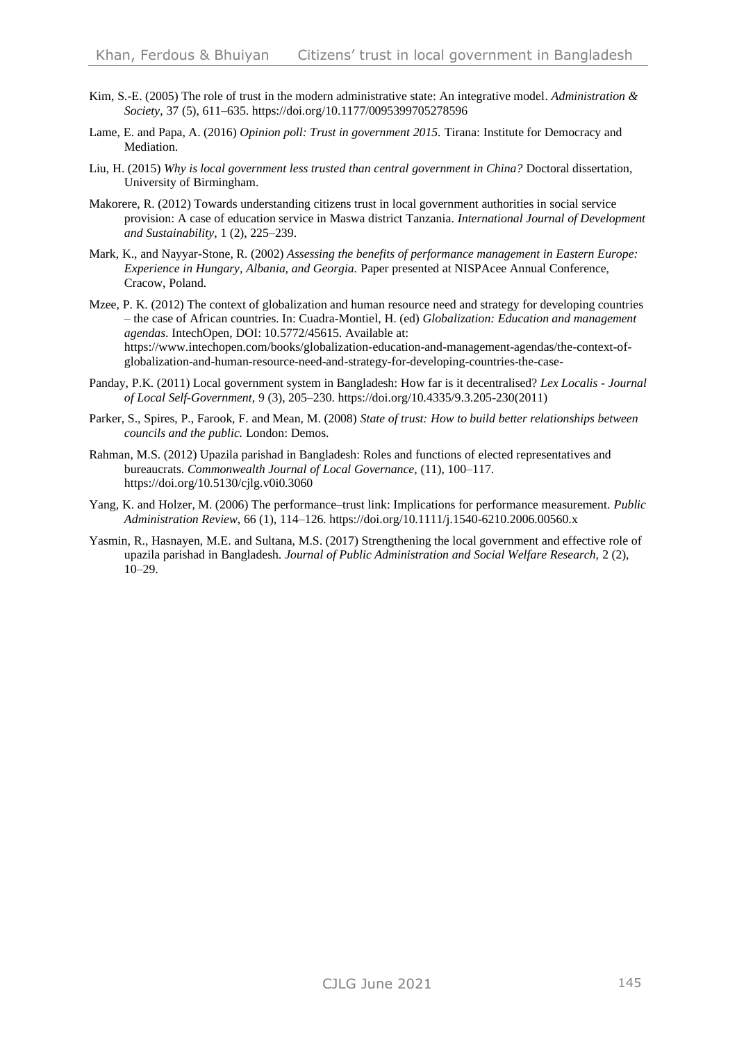Kim, S.-E. (2005) The role of trust in the modern administrative state: An integrative model. *Administration & Society*, 37 (5), 611–635. https://doi.org/10.1177/0095399705278596

Lame, E. and Papa, A. (2016) *Opinion poll: Trust in government 2015.* Tirana: Institute for Democracy and Mediation.

Liu, H. (2015) *Why is local government less trusted than central government in China?* Doctoral dissertation, University of Birmingham.

Makorere, R. (2012) Towards understanding citizens trust in local government authorities in social service provision: A case of education service in Maswa district Tanzania. *International Journal of Development and Sustainability*, 1 (2), 225–239.

Mark, K., and Nayyar-Stone, R. (2002) *Assessing the benefits of performance management in Eastern Europe: Experience in Hungary, Albania, and Georgia.* Paper presented at NISPAcee Annual Conference, Cracow, Poland.

Mzee, P. K. (2012) The context of globalization and human resource need and strategy for developing countries – the case of African countries. In: Cuadra-Montiel, H. (ed) *Globalization: Education and management agendas*. IntechOpen, DOI: 10.5772/45615. Available at: https://www.intechopen.com/books/globalization-education-and-management-agendas/the-context-of-globalization-and-human-resource-need-and-strategy-for-developing-countries-the-case-

Panday, P.K. (2011) Local government system in Bangladesh: How far is it decentralised? *Lex Localis - Journal of Local Self-Government,* 9 (3), 205–230. https://doi.org/10.4335/9.3.205-230(2011)

Parker, S., Spires, P., Farook, F. and Mean, M. (2008) *State of trust: How to build better relationships between councils and the public.* London: Demos.

Rahman, M.S. (2012) Upazila parishad in Bangladesh: Roles and functions of elected representatives and bureaucrats. *Commonwealth Journal of Local Governance,* (11), 100–117. https://doi.org/10.5130/cjlg.v0i0.3060

Yang, K. and Holzer, M. (2006) The performance–trust link: Implications for performance measurement. *Public Administration Review*, 66 (1), 114–126. https://doi.org/10.1111/j.1540-6210.2006.00560.x

Yasmin, R., Hasnayen, M.E. and Sultana, M.S. (2017) Strengthening the local government and effective role of upazila parishad in Bangladesh. *Journal of Public Administration and Social Welfare Research,* 2 (2), 10–29.